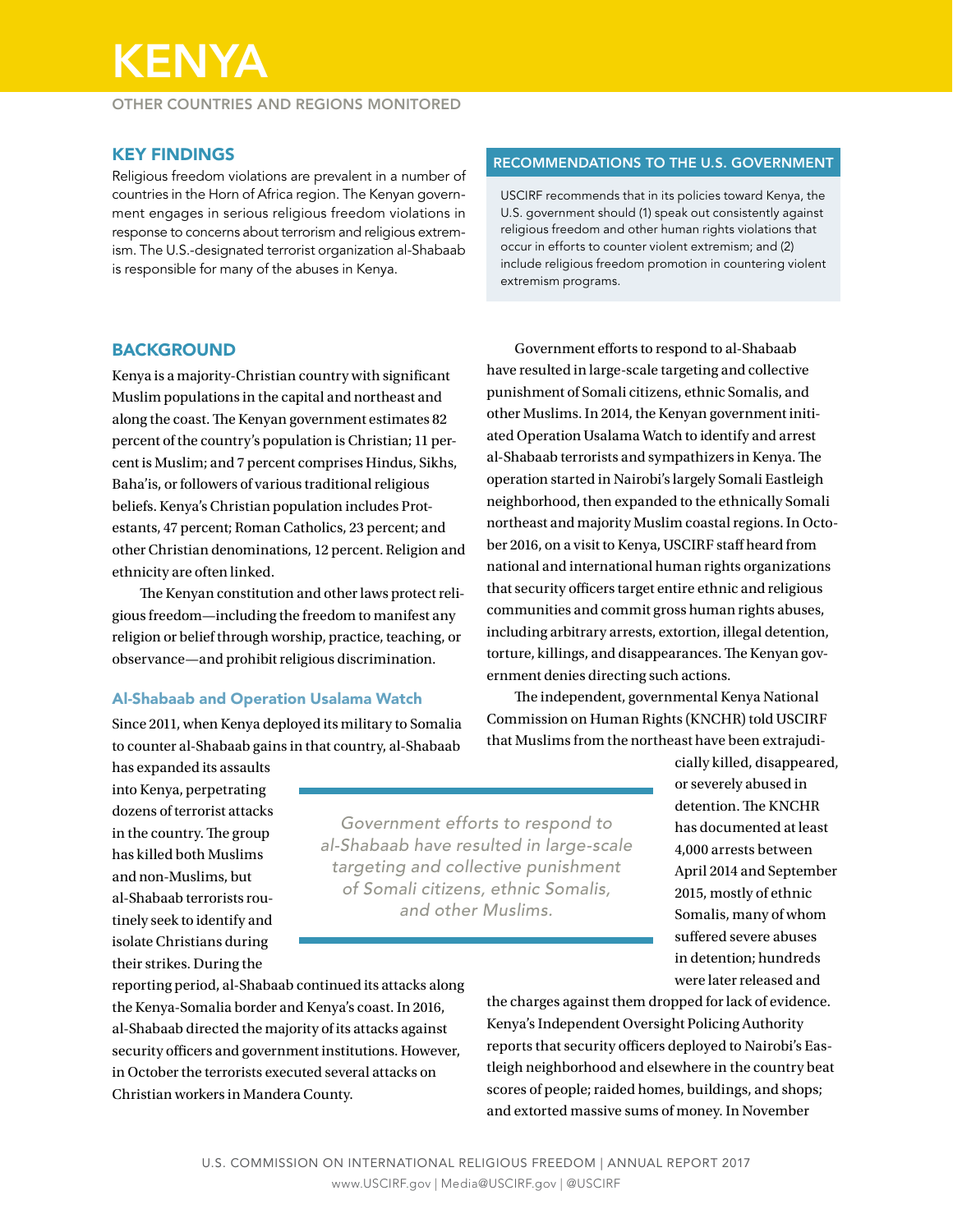# KENYA

OTHER COUNTRIES AND REGIONS MONITORED

## KEY FINDINGS

Religious freedom violations are prevalent in a number of countries in the Horn of Africa region. The Kenyan government engages in serious religious freedom violations in response to concerns about terrorism and religious extremism. The U.S.-designated terrorist organization al-Shabaab is responsible for many of the abuses in Kenya.

## RECOMMENDATIONS TO THE U.S. GOVERNMENT

USCIRF recommends that in its policies toward Kenya, the U.S. government should (1) speak out consistently against religious freedom and other human rights violations that occur in efforts to counter violent extremism; and (2) include religious freedom promotion in countering violent extremism programs.

## BACKGROUND

Kenya is a majority-Christian country with significant Muslim populations in the capital and northeast and along the coast. The Kenyan government estimates 82 percent of the country's population is Christian; 11 percent is Muslim; and 7 percent comprises Hindus, Sikhs, Baha'is, or followers of various traditional religious beliefs. Kenya's Christian population includes Protestants, 47 percent; Roman Catholics, 23 percent; and other Christian denominations, 12 percent. Religion and ethnicity are often linked.

The Kenyan constitution and other laws protect religious freedom—including the freedom to manifest any religion or belief through worship, practice, teaching, or observance—and prohibit religious discrimination.

### Al-Shabaab and Operation Usalama Watch

Since 2011, when Kenya deployed its military to Somalia to counter al-Shabaab gains in that country, al-Shabaab has expanded its assaults into Kenya, perpetrating dozens of terrorist attacks in the country. The group has killed both Muslims and non-Muslims, but al-Shabaab terrorists routinely seek to identify and isolate Christians during their strikes. During the reporting period, al-Shabaab continued its attacks along the Kenya-Somalia border and Kenya's coast. In 2016, al-Shabaab directed the majority of its attacks against security officers and government institutions. However, in October the terrorists executed several attacks on Christian workers in Mandera County.

Government efforts to respond to al-Shabaab have resulted in large-scale targeting and collective punishment of Somali citizens, ethnic Somalis, and other Muslims. In 2014, the Kenyan government initiated Operation Usalama Watch to identify and arrest al-Shabaab terrorists and sympathizers in Kenya. The operation started in Nairobi's largely Somali Eastleigh neighborhood, then expanded to the ethnically Somali northeast and majority Muslim coastal regions. In October 2016, on a visit to Kenya, USCIRF staff heard from national and international human rights organizations that security officers target entire ethnic and religious communities and commit gross human rights abuses, including arbitrary arrests, extortion, illegal detention, torture, killings, and disappearances. The Kenyan government denies directing such actions.

> *Government efforts to respond to al-Shabaab have resulted in large-scale targeting and collective punishment of Somali citizens, ethnic Somalis, and other Muslims.*

The independent, governmental Kenya National Commission on Human Rights (KNCHR) told USCIRF that Muslims from the northeast have been extrajudicially killed, disappeared, or severely abused in detention. The KNCHR has documented at least 4,000 arrests between April 2014 and September 2015, mostly of ethnic Somalis, many of whom suffered severe abuses in detention; hundreds were later released and the charges against them dropped for lack of evidence. Kenya's Independent Oversight Policing Authority reports that security officers deployed to Nairobi's Eastleigh neighborhood and elsewhere in the country beat scores of people; raided homes, buildings, and shops; and extorted massive sums of money. In November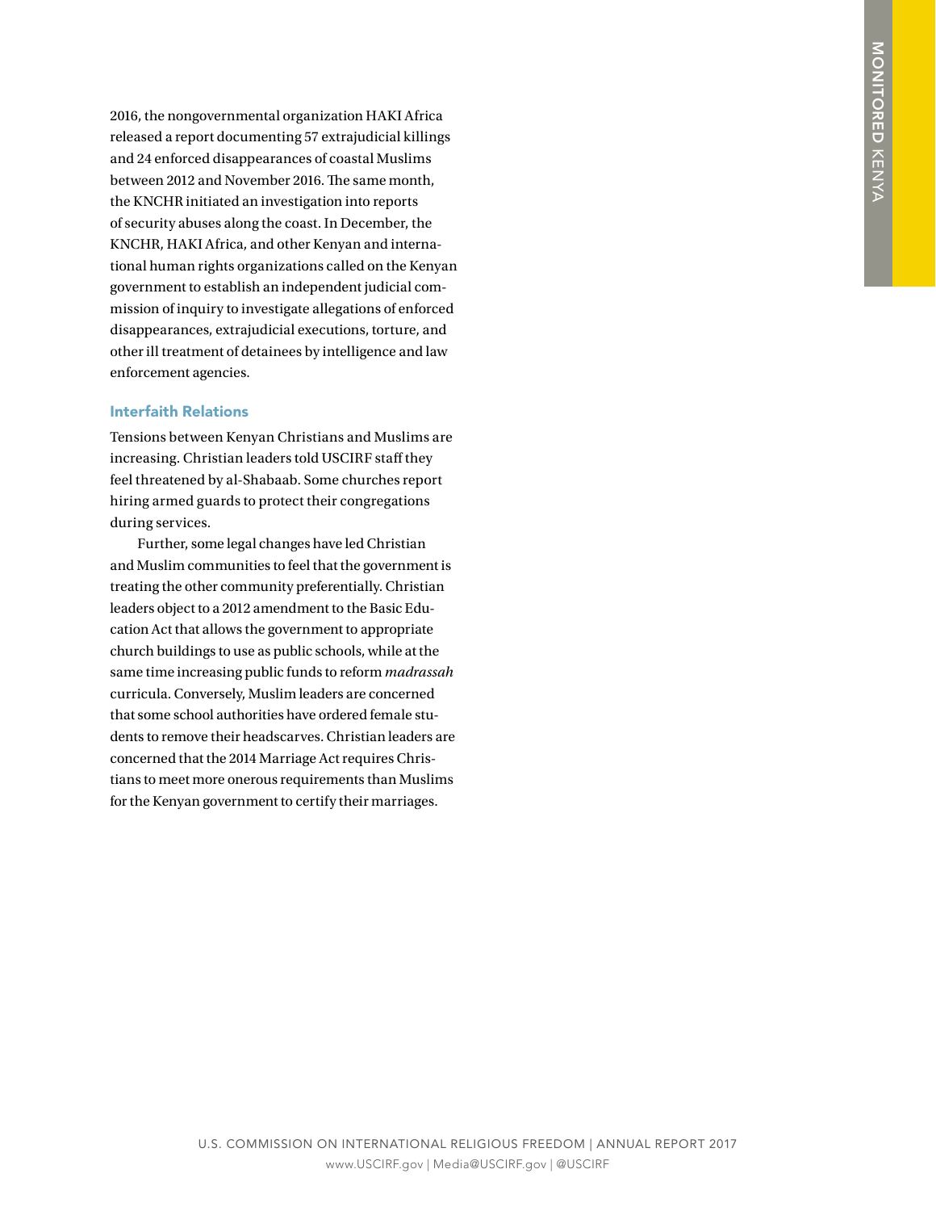2016, the nongovernmental organization HAKI Africa released a report documenting 57 extrajudicial killings and 24 enforced disappearances of coastal Muslims between 2012 and November 2016. The same month, the KNCHR initiated an investigation into reports of security abuses along the coast. In December, the KNCHR, HAKI Africa, and other Kenyan and international human rights organizations called on the Kenyan government to establish an independent judicial commission of inquiry to investigate allegations of enforced disappearances, extrajudicial executions, torture, and other ill treatment of detainees by intelligence and law enforcement agencies.

### Interfaith Relations

Tensions between Kenyan Christians and Muslims are increasing. Christian leaders told USCIRF staff they feel threatened by al-Shabaab. Some churches report hiring armed guards to protect their congregations during services.

Further, some legal changes have led Christian and Muslim communities to feel that the government is treating the other community preferentially. Christian leaders object to a 2012 amendment to the Basic Education Act that allows the government to appropriate church buildings to use as public schools, while at the same time increasing public funds to reform *madrassah* curricula. Conversely, Muslim leaders are concerned that some school authorities have ordered female students to remove their headscarves. Christian leaders are concerned that the 2014 Marriage Act requires Christians to meet more onerous requirements than Muslims for the Kenyan government to certify their marriages.